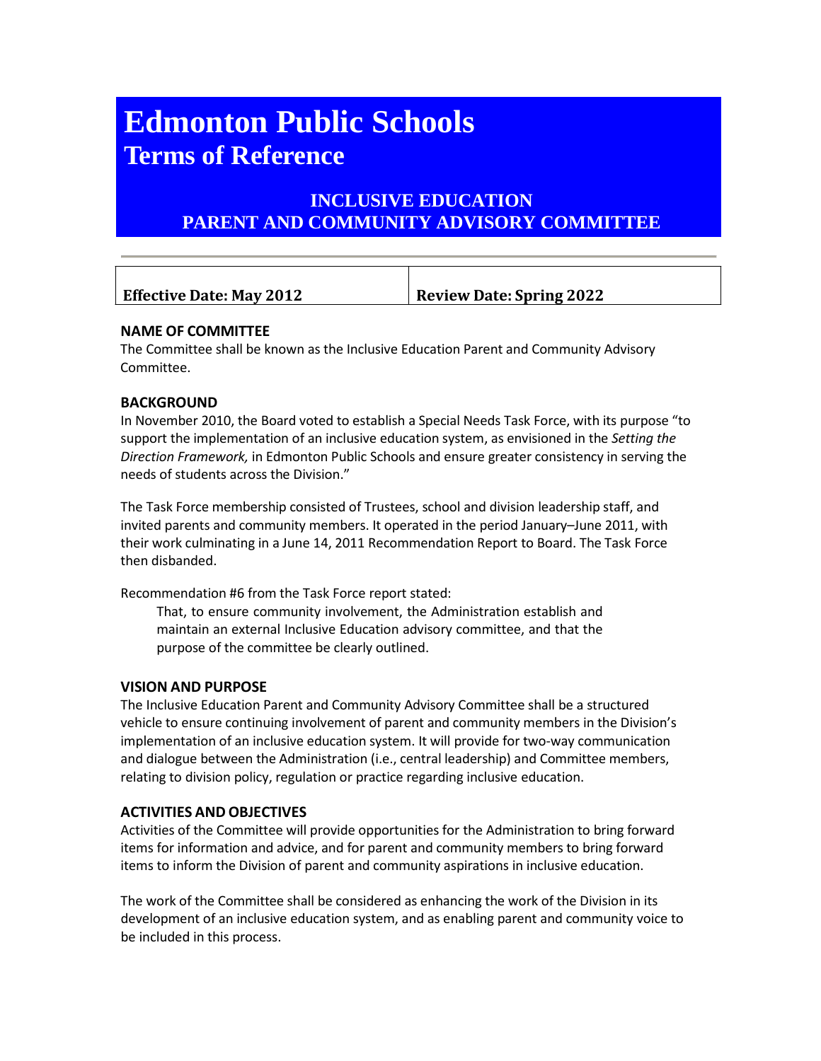# Edmonton Public Schools
## Terms of Reference

### INCLUSIVE EDUCATION PARENT AND COMMUNITY ADVISORY COMMITTEE

| Effective Date: May 2012 | Review Date: Spring 2022 |
|---|---|

**NAME OF COMMITTEE**

The Committee shall be known as the Inclusive Education Parent and Community Advisory Committee.

**BACKGROUND**

In November 2010, the Board voted to establish a Special Needs Task Force, with its purpose "to support the implementation of an inclusive education system, as envisioned in the *Setting the Direction Framework,* in Edmonton Public Schools and ensure greater consistency in serving the needs of students across the Division."

The Task Force membership consisted of Trustees, school and division leadership staff, and invited parents and community members. It operated in the period January–June 2011, with their work culminating in a June 14, 2011 Recommendation Report to Board. The Task Force then disbanded.

Recommendation #6 from the Task Force report stated:

> That, to ensure community involvement, the Administration establish and maintain an external Inclusive Education advisory committee, and that the purpose of the committee be clearly outlined.

**VISION AND PURPOSE**

The Inclusive Education Parent and Community Advisory Committee shall be a structured vehicle to ensure continuing involvement of parent and community members in the Division's implementation of an inclusive education system. It will provide for two-way communication and dialogue between the Administration (i.e., central leadership) and Committee members, relating to division policy, regulation or practice regarding inclusive education.

**ACTIVITIES AND OBJECTIVES**

Activities of the Committee will provide opportunities for the Administration to bring forward items for information and advice, and for parent and community members to bring forward items to inform the Division of parent and community aspirations in inclusive education.

The work of the Committee shall be considered as enhancing the work of the Division in its development of an inclusive education system, and as enabling parent and community voice to be included in this process.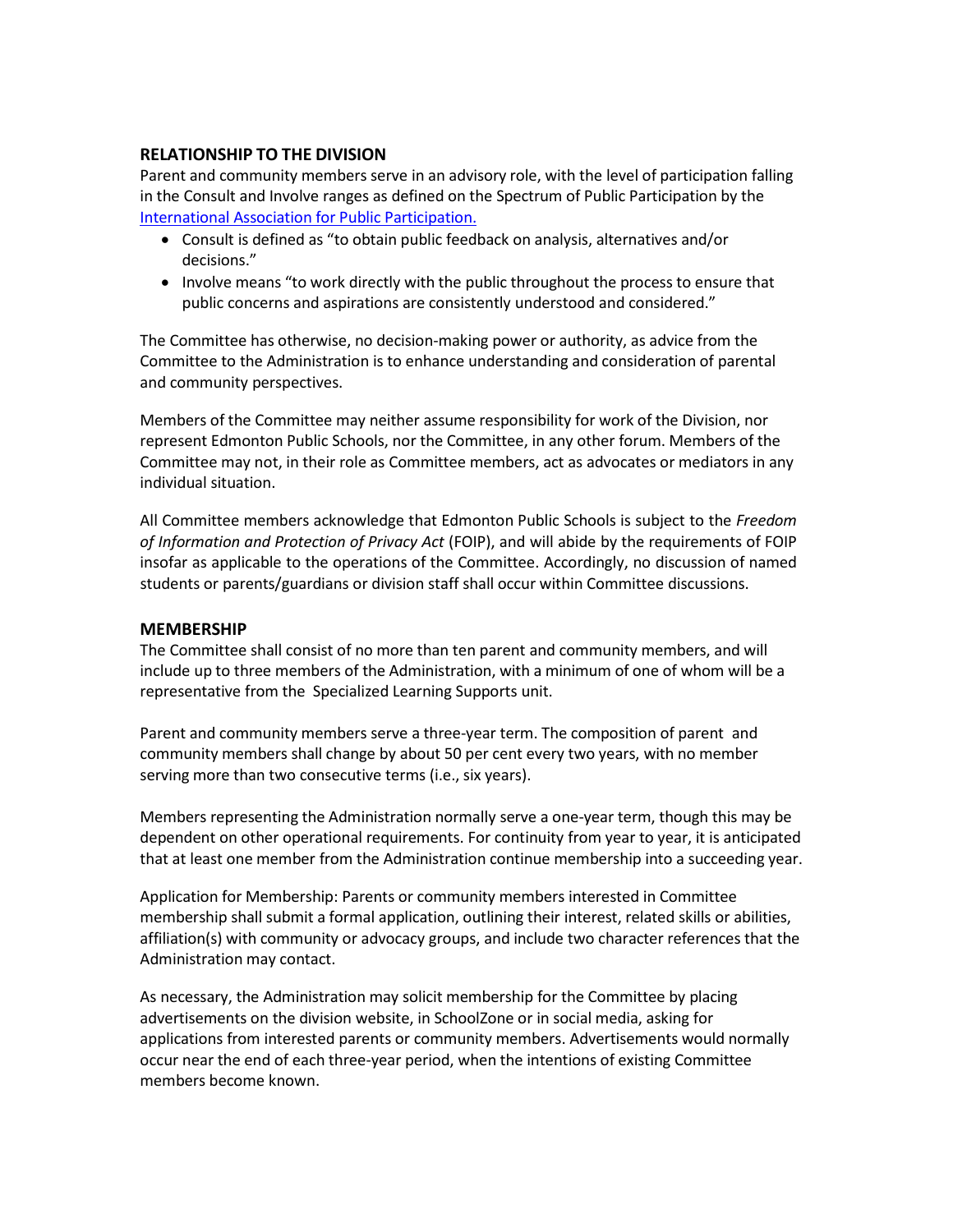## RELATIONSHIP TO THE DIVISION

Parent and community members serve in an advisory role, with the level of participation falling in the Consult and Involve ranges as defined on the Spectrum of Public Participation by the [International Association for Public Participation.](#)

- Consult is defined as "to obtain public feedback on analysis, alternatives and/or decisions."
- Involve means "to work directly with the public throughout the process to ensure that public concerns and aspirations are consistently understood and considered."

The Committee has otherwise, no decision-making power or authority, as advice from the Committee to the Administration is to enhance understanding and consideration of parental and community perspectives.

Members of the Committee may neither assume responsibility for work of the Division, nor represent Edmonton Public Schools, nor the Committee, in any other forum. Members of the Committee may not, in their role as Committee members, act as advocates or mediators in any individual situation.

All Committee members acknowledge that Edmonton Public Schools is subject to the *Freedom of Information and Protection of Privacy Act* (FOIP), and will abide by the requirements of FOIP insofar as applicable to the operations of the Committee. Accordingly, no discussion of named students or parents/guardians or division staff shall occur within Committee discussions.

## MEMBERSHIP

The Committee shall consist of no more than ten parent and community members, and will include up to three members of the Administration, with a minimum of one of whom will be a representative from the Specialized Learning Supports unit.

Parent and community members serve a three-year term. The composition of parent and community members shall change by about 50 per cent every two years, with no member serving more than two consecutive terms (i.e., six years).

Members representing the Administration normally serve a one-year term, though this may be dependent on other operational requirements. For continuity from year to year, it is anticipated that at least one member from the Administration continue membership into a succeeding year.

Application for Membership: Parents or community members interested in Committee membership shall submit a formal application, outlining their interest, related skills or abilities, affiliation(s) with community or advocacy groups, and include two character references that the Administration may contact.

As necessary, the Administration may solicit membership for the Committee by placing advertisements on the division website, in SchoolZone or in social media, asking for applications from interested parents or community members. Advertisements would normally occur near the end of each three-year period, when the intentions of existing Committee members become known.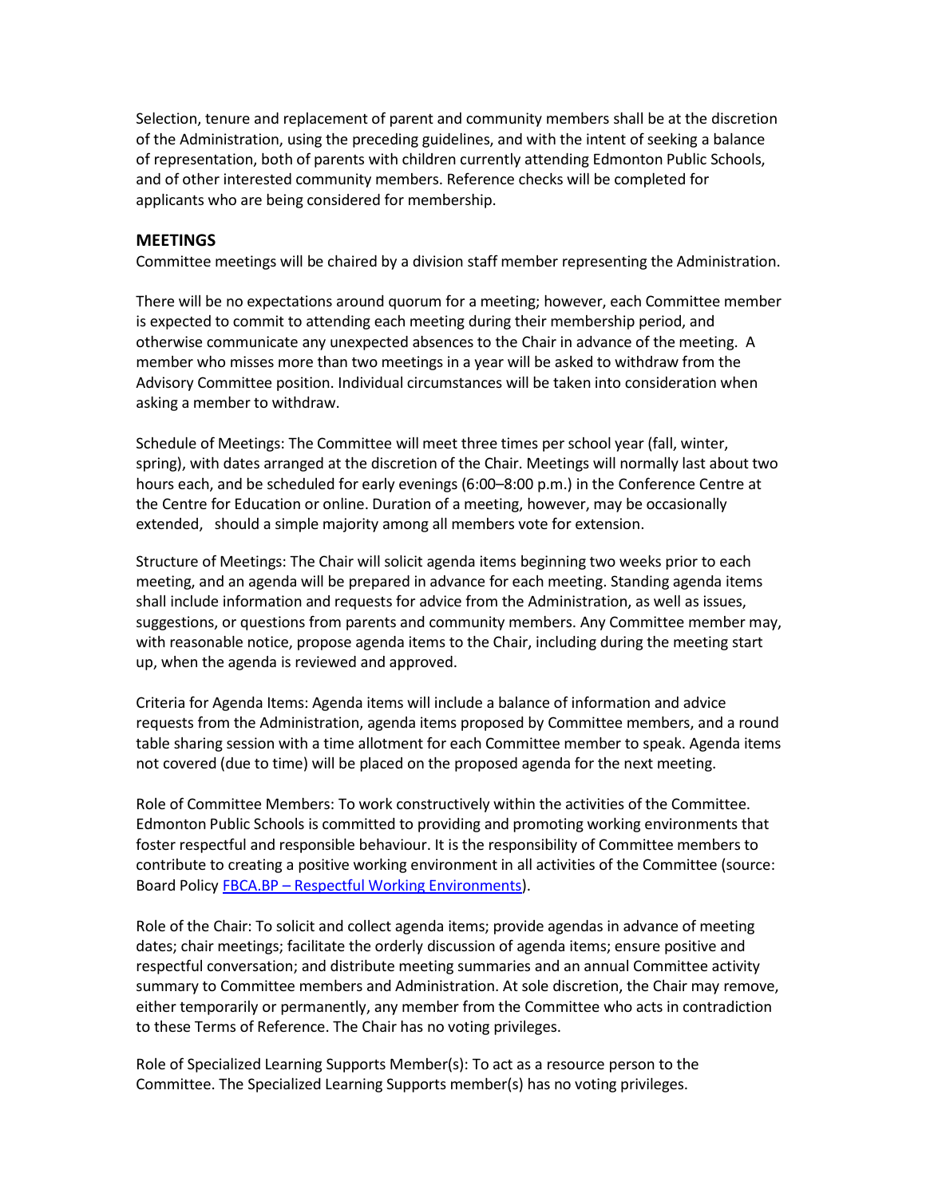Selection, tenure and replacement of parent and community members shall be at the discretion of the Administration, using the preceding guidelines, and with the intent of seeking a balance of representation, both of parents with children currently attending Edmonton Public Schools, and of other interested community members. Reference checks will be completed for applicants who are being considered for membership.

## MEETINGS

Committee meetings will be chaired by a division staff member representing the Administration.

There will be no expectations around quorum for a meeting; however, each Committee member is expected to commit to attending each meeting during their membership period, and otherwise communicate any unexpected absences to the Chair in advance of the meeting. A member who misses more than two meetings in a year will be asked to withdraw from the Advisory Committee position. Individual circumstances will be taken into consideration when asking a member to withdraw.

Schedule of Meetings: The Committee will meet three times per school year (fall, winter, spring), with dates arranged at the discretion of the Chair. Meetings will normally last about two hours each, and be scheduled for early evenings (6:00–8:00 p.m.) in the Conference Centre at the Centre for Education or online. Duration of a meeting, however, may be occasionally extended, should a simple majority among all members vote for extension.

Structure of Meetings: The Chair will solicit agenda items beginning two weeks prior to each meeting, and an agenda will be prepared in advance for each meeting. Standing agenda items shall include information and requests for advice from the Administration, as well as issues, suggestions, or questions from parents and community members. Any Committee member may, with reasonable notice, propose agenda items to the Chair, including during the meeting start up, when the agenda is reviewed and approved.

Criteria for Agenda Items: Agenda items will include a balance of information and advice requests from the Administration, agenda items proposed by Committee members, and a round table sharing session with a time allotment for each Committee member to speak. Agenda items not covered (due to time) will be placed on the proposed agenda for the next meeting.

Role of Committee Members: To work constructively within the activities of the Committee. Edmonton Public Schools is committed to providing and promoting working environments that foster respectful and responsible behaviour. It is the responsibility of Committee members to contribute to creating a positive working environment in all activities of the Committee (source: Board Policy FBCA.BP – Respectful Working Environments).

Role of the Chair: To solicit and collect agenda items; provide agendas in advance of meeting dates; chair meetings; facilitate the orderly discussion of agenda items; ensure positive and respectful conversation; and distribute meeting summaries and an annual Committee activity summary to Committee members and Administration. At sole discretion, the Chair may remove, either temporarily or permanently, any member from the Committee who acts in contradiction to these Terms of Reference. The Chair has no voting privileges.

Role of Specialized Learning Supports Member(s): To act as a resource person to the Committee. The Specialized Learning Supports member(s) has no voting privileges.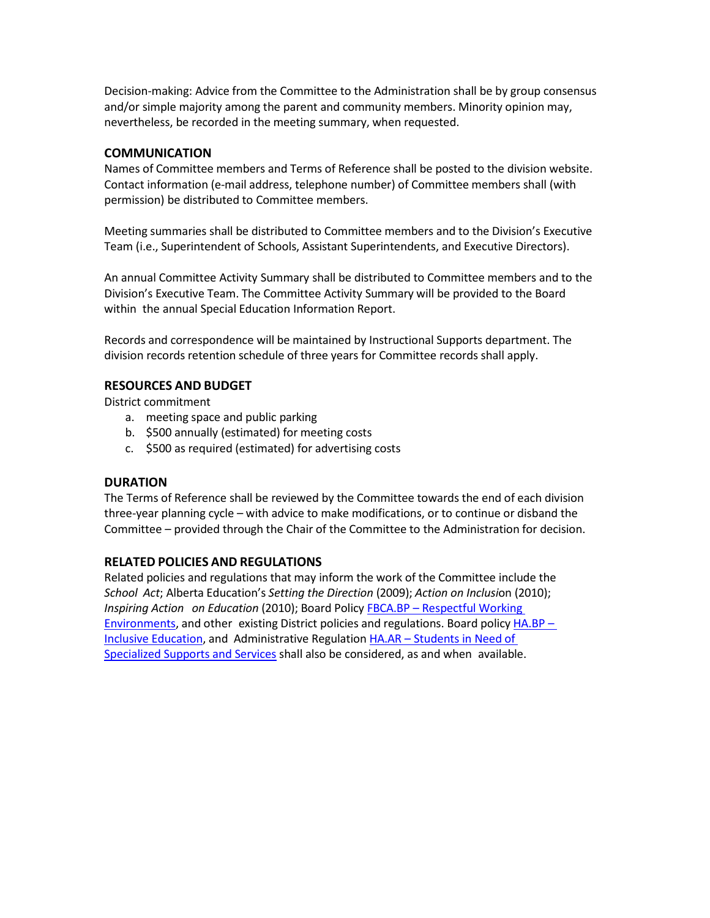Decision-making: Advice from the Committee to the Administration shall be by group consensus and/or simple majority among the parent and community members. Minority opinion may, nevertheless, be recorded in the meeting summary, when requested.

## COMMUNICATION

Names of Committee members and Terms of Reference shall be posted to the division website. Contact information (e-mail address, telephone number) of Committee members shall (with permission) be distributed to Committee members.

Meeting summaries shall be distributed to Committee members and to the Division's Executive Team (i.e., Superintendent of Schools, Assistant Superintendents, and Executive Directors).

An annual Committee Activity Summary shall be distributed to Committee members and to the Division's Executive Team. The Committee Activity Summary will be provided to the Board within the annual Special Education Information Report.

Records and correspondence will be maintained by Instructional Supports department. The division records retention schedule of three years for Committee records shall apply.

## RESOURCES AND BUDGET

District commitment

a. meeting space and public parking
b. $500 annually (estimated) for meeting costs
c. $500 as required (estimated) for advertising costs

## DURATION

The Terms of Reference shall be reviewed by the Committee towards the end of each division three-year planning cycle – with advice to make modifications, or to continue or disband the Committee – provided through the Chair of the Committee to the Administration for decision.

## RELATED POLICIES AND REGULATIONS

Related policies and regulations that may inform the work of the Committee include the *School Act*; Alberta Education's *Setting the Direction* (2009); *Action on Inclusion* (2010); *Inspiring Action on Education* (2010); Board Policy FBCA.BP – Respectful Working Environments, and other existing District policies and regulations. Board policy HA.BP – Inclusive Education, and Administrative Regulation HA.AR – Students in Need of Specialized Supports and Services shall also be considered, as and when available.